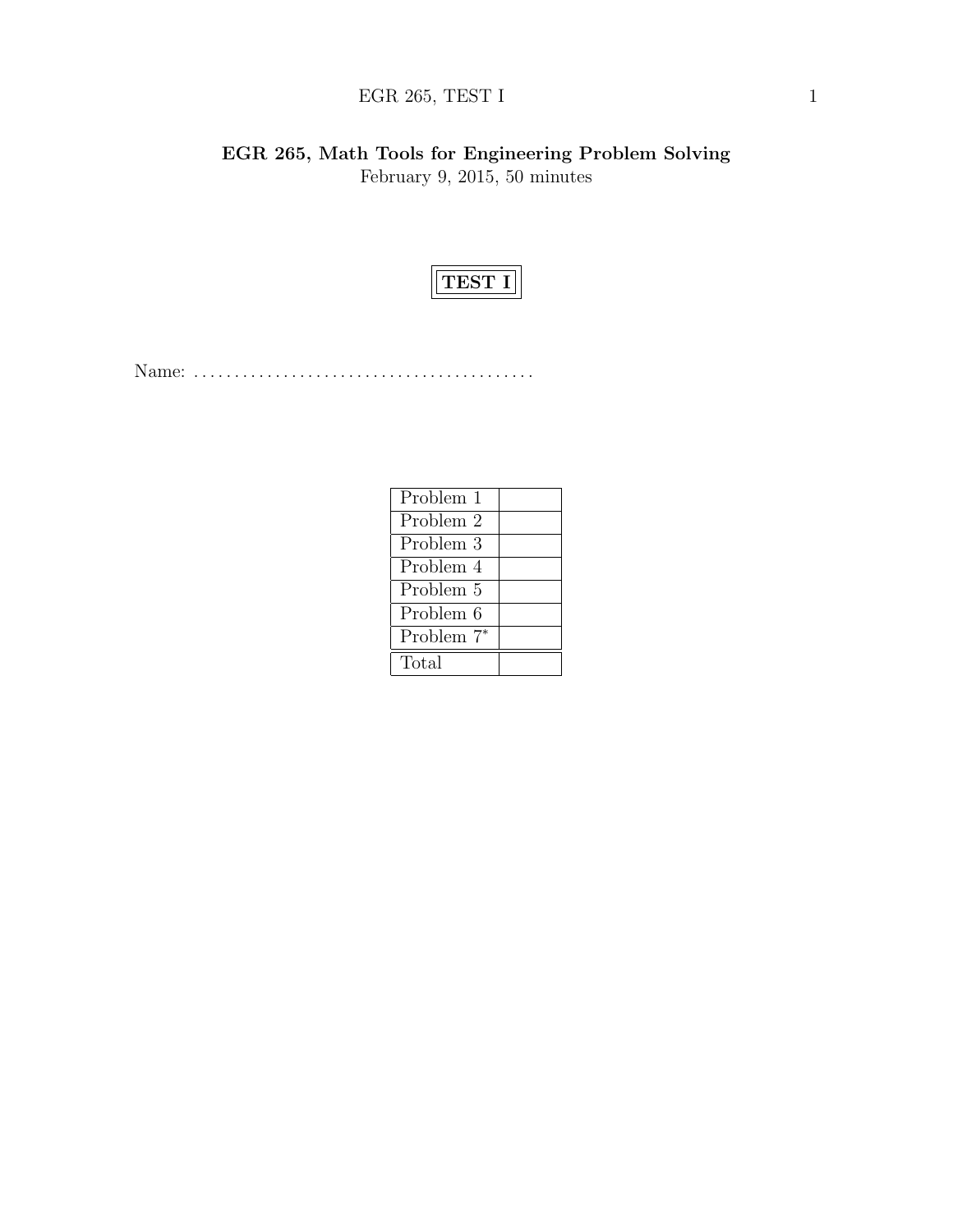# EGR 265, Math Tools for Engineering Problem Solving

February 9, 2015, 50 minutes

**TEST I**

Name: ..........................................

| Problem 1 | |
|---|---|
| Problem 2 | |
| Problem 3 | |
| Problem 4 | |
| Problem 5 | |
| Problem 6 | |
| Problem 7* | |
| Total | |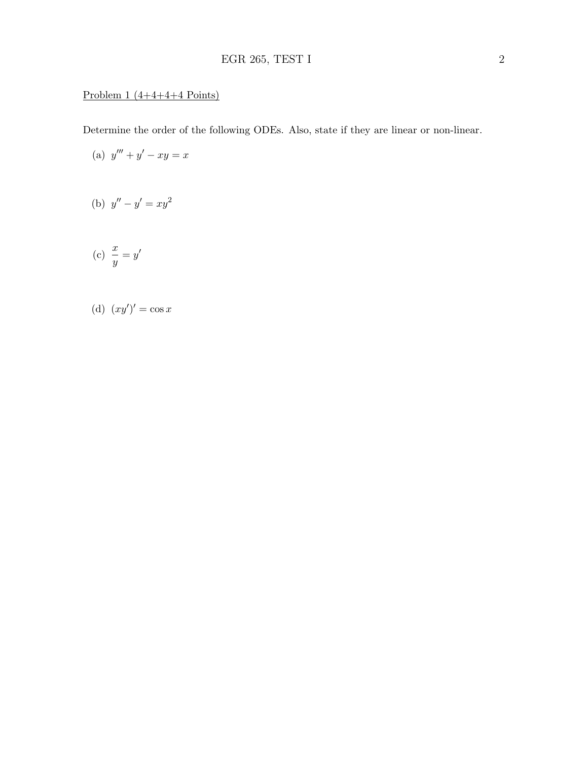Problem 1 (4+4+4+4 Points)

Determine the order of the following ODEs. Also, state if they are linear or non-linear.

(a) $y''' + y' - xy = x$

(b) $y'' - y' = xy^2$

(c) $\dfrac{x}{y} = y'$

(d) $(xy')' = \cos x$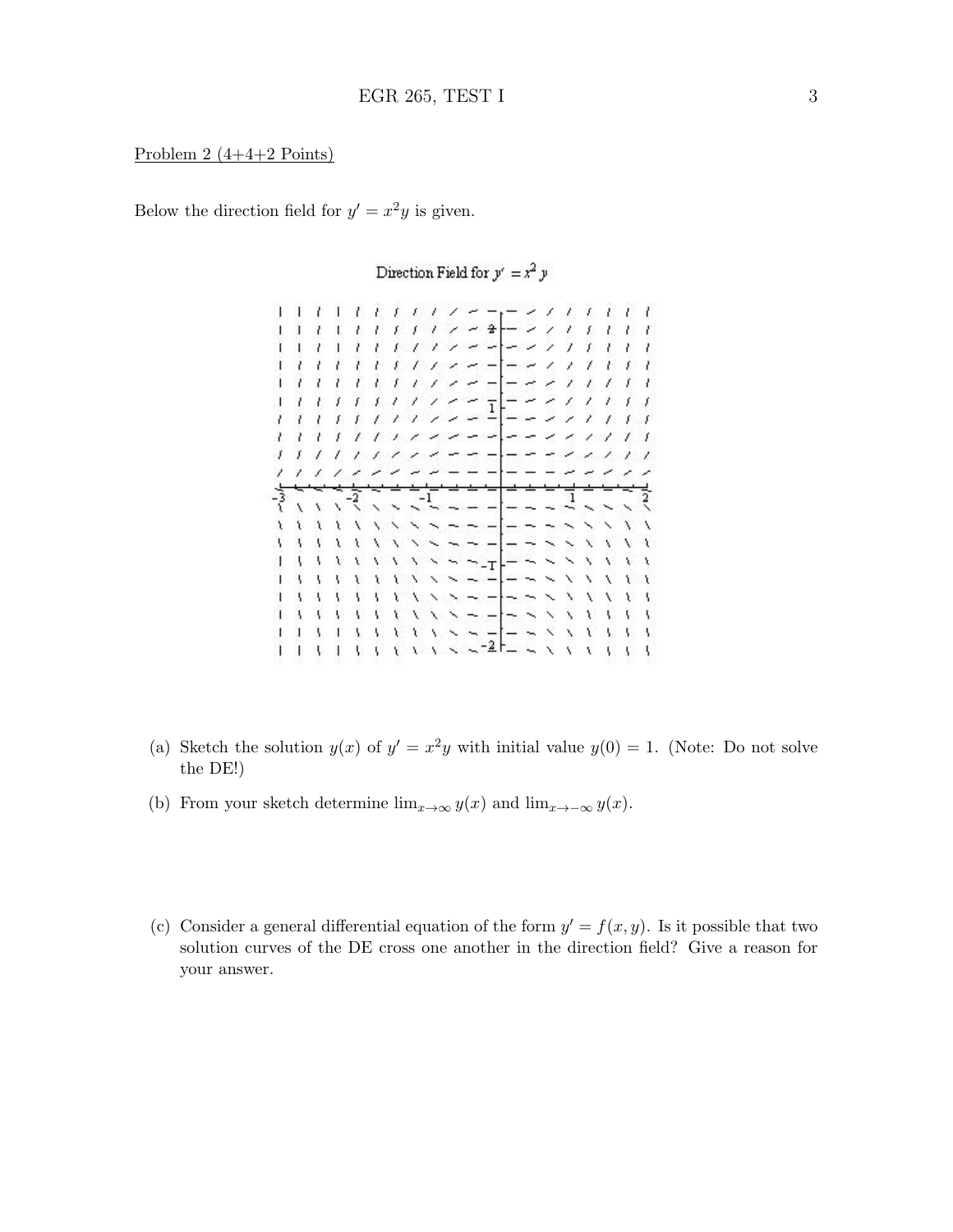Problem 2 (4+4+2 Points)

Below the direction field for $y' = x^2 y$ is given.

Direction Field for $y' = x^2 y$

(a) Sketch the solution $y(x)$ of $y' = x^2 y$ with initial value $y(0) = 1$. (Note: Do not solve the DE!)

(b) From your sketch determine $\lim_{x\to\infty} y(x)$ and $\lim_{x\to-\infty} y(x)$.

(c) Consider a general differential equation of the form $y' = f(x, y)$. Is it possible that two solution curves of the DE cross one another in the direction field? Give a reason for your answer.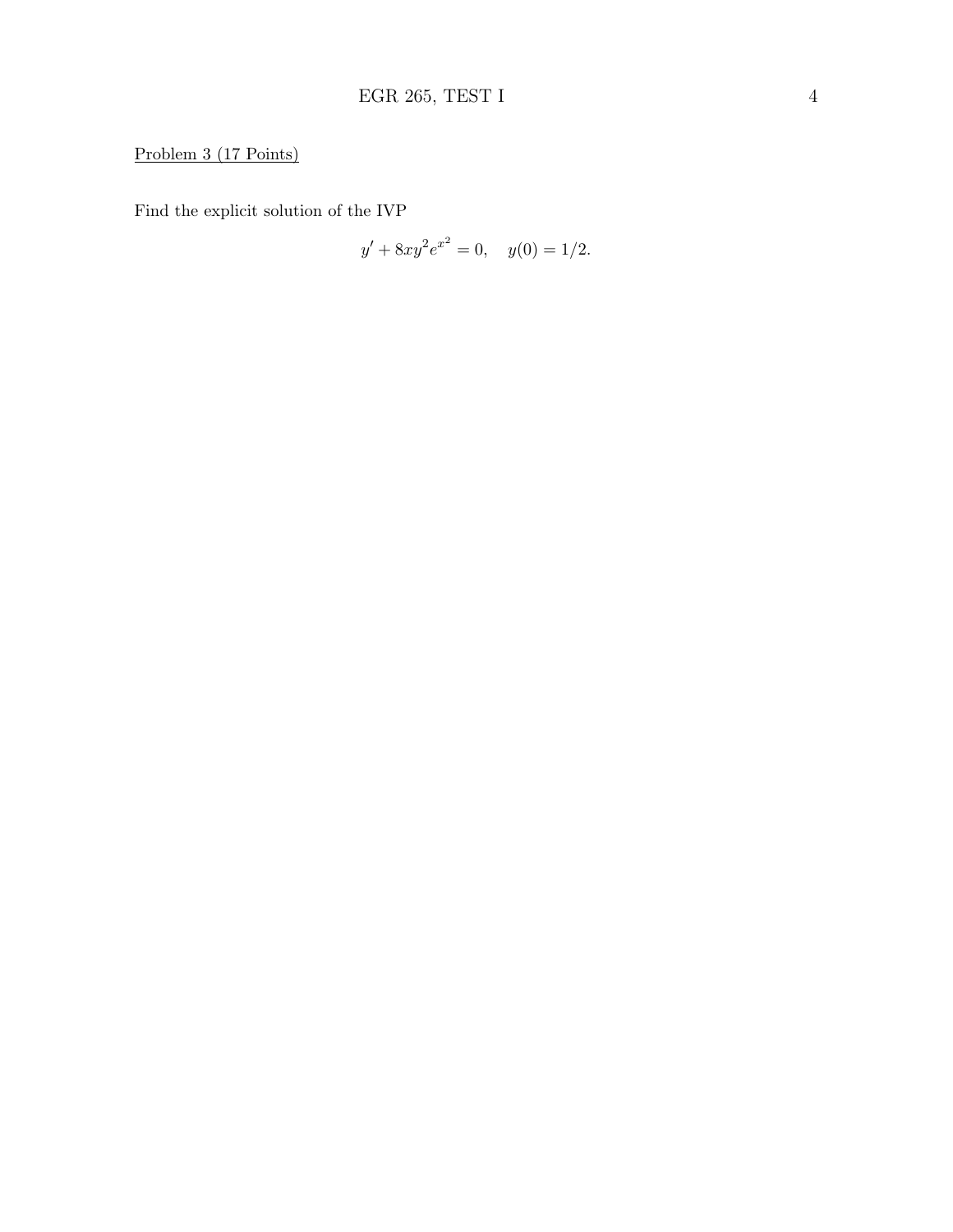Problem 3 (17 Points)

Find the explicit solution of the IVP

$$y' + 8xy^2e^{x^2} = 0, \quad y(0) = 1/2.$$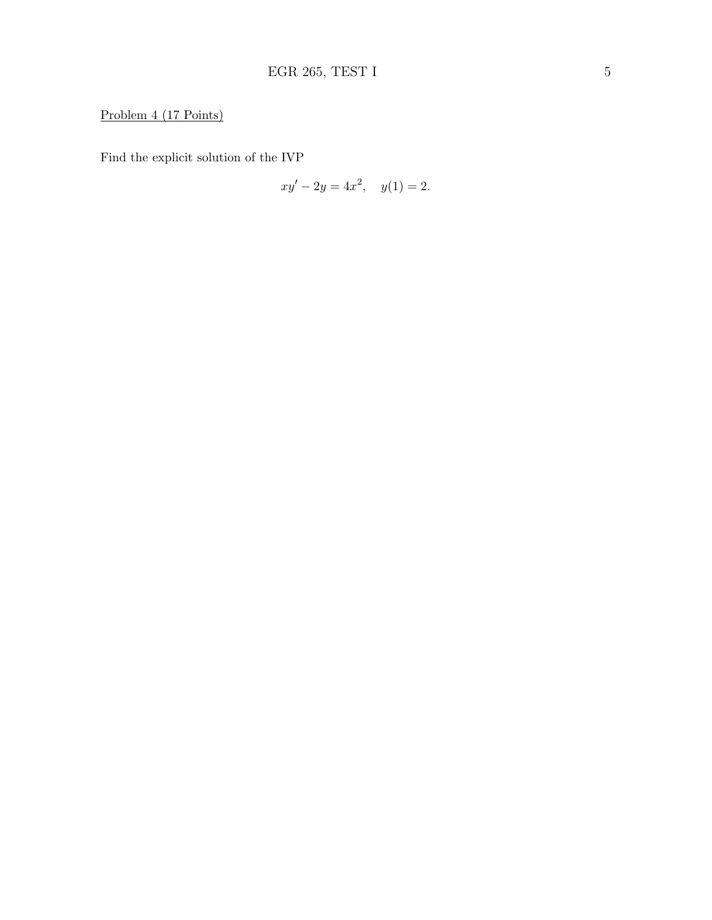Problem 4 (17 Points)

Find the explicit solution of the IVP

$$xy' - 2y = 4x^2, \quad y(1) = 2.$$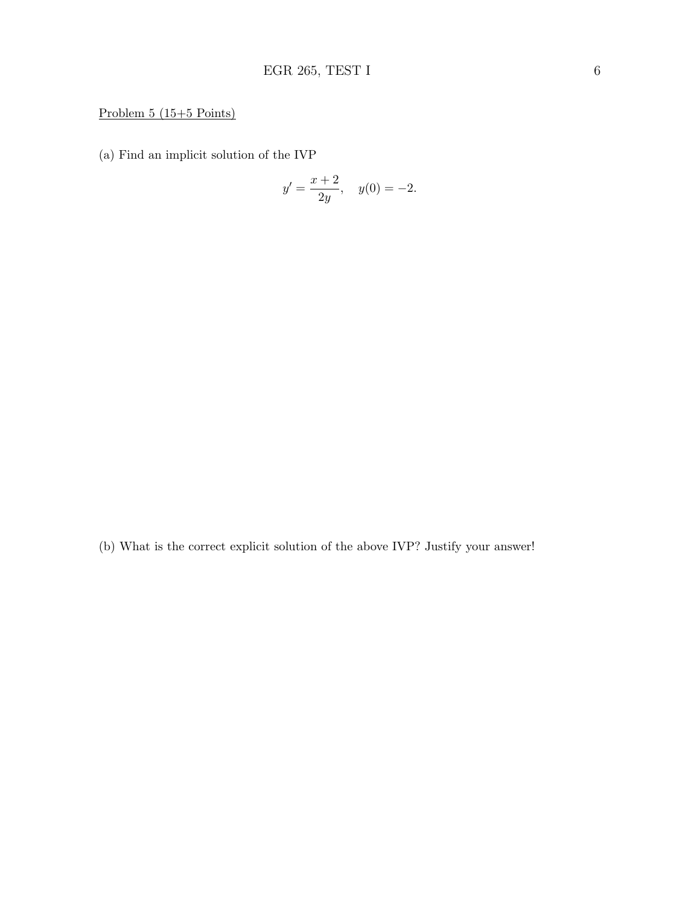Problem 5 (15+5 Points)

(a) Find an implicit solution of the IVP

$$y' = \frac{x+2}{2y}, \quad y(0) = -2.$$

(b) What is the correct explicit solution of the above IVP? Justify your answer!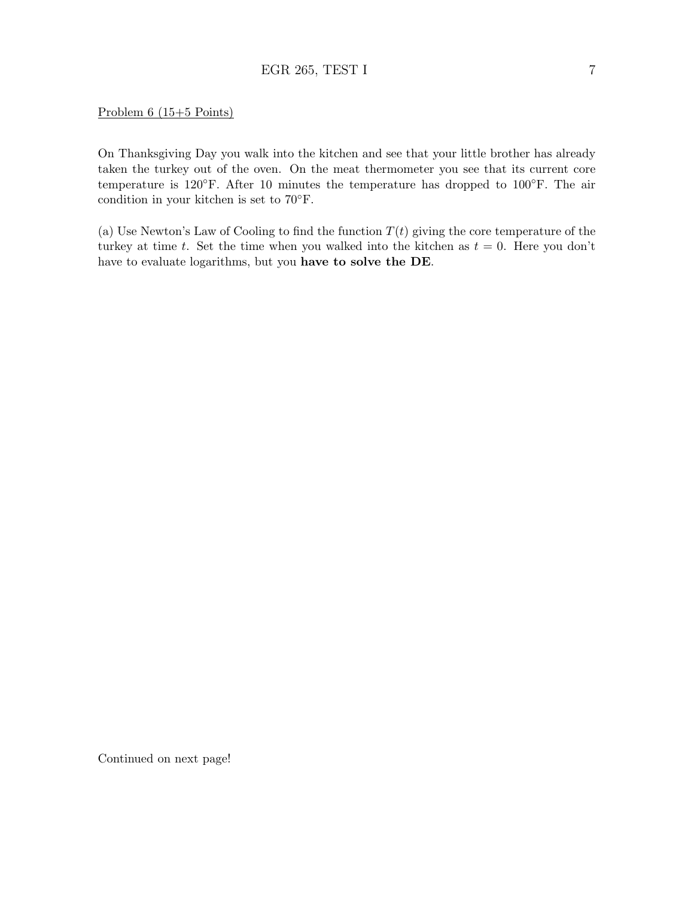Problem 6 (15+5 Points)

On Thanksgiving Day you walk into the kitchen and see that your little brother has already taken the turkey out of the oven. On the meat thermometer you see that its current core temperature is 120°F. After 10 minutes the temperature has dropped to 100°F. The air condition in your kitchen is set to 70°F.

(a) Use Newton's Law of Cooling to find the function $T(t)$ giving the core temperature of the turkey at time $t$. Set the time when you walked into the kitchen as $t = 0$. Here you don't have to evaluate logarithms, but you **have to solve the DE**.

Continued on next page!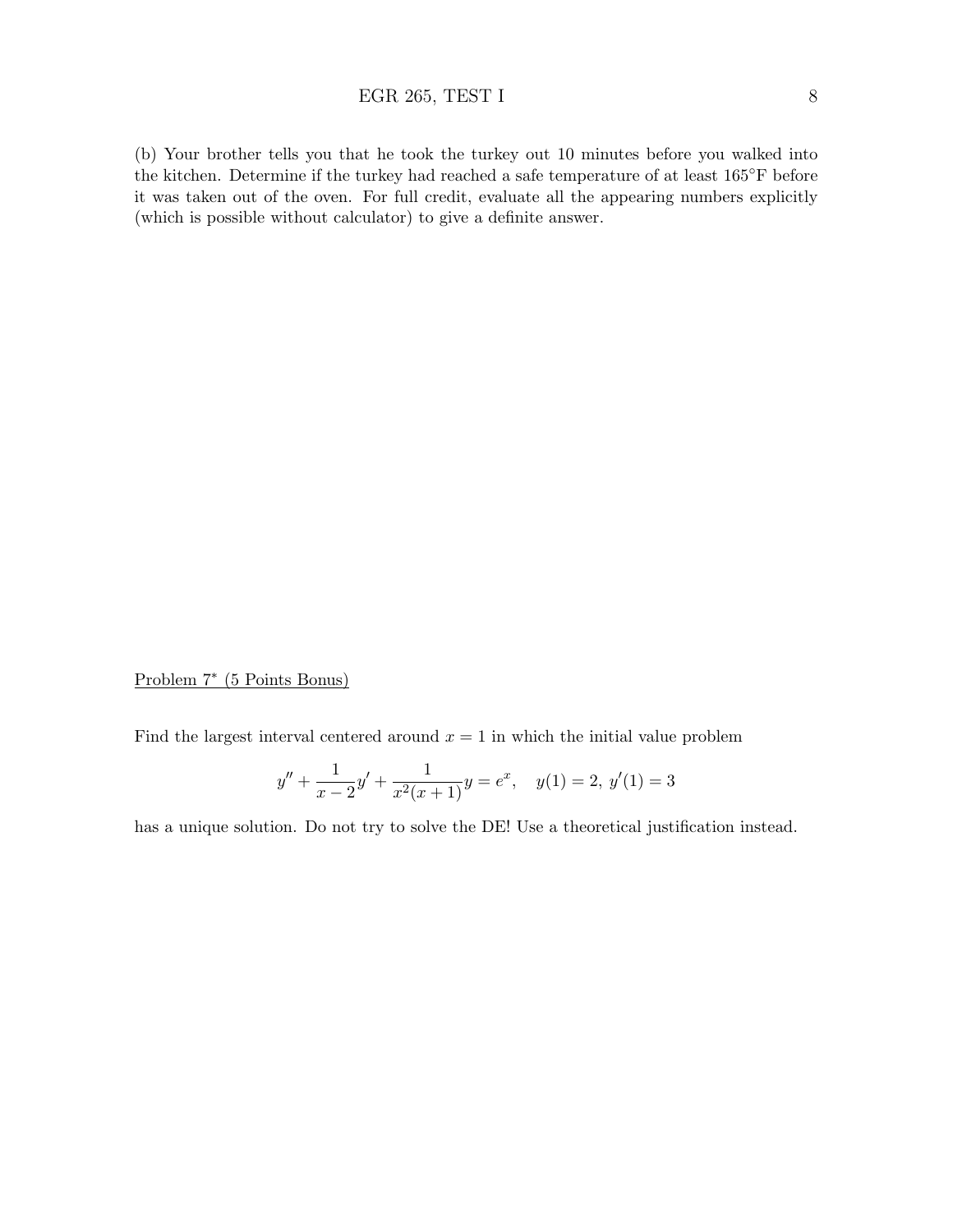(b) Your brother tells you that he took the turkey out 10 minutes before you walked into the kitchen. Determine if the turkey had reached a safe temperature of at least 165°F before it was taken out of the oven. For full credit, evaluate all the appearing numbers explicitly (which is possible without calculator) to give a definite answer.

Problem 7* (5 Points Bonus)

Find the largest interval centered around $x = 1$ in which the initial value problem

$$y'' + \frac{1}{x-2}y' + \frac{1}{x^2(x+1)}y = e^x, \quad y(1) = 2, \; y'(1) = 3$$

has a unique solution. Do not try to solve the DE! Use a theoretical justification instead.